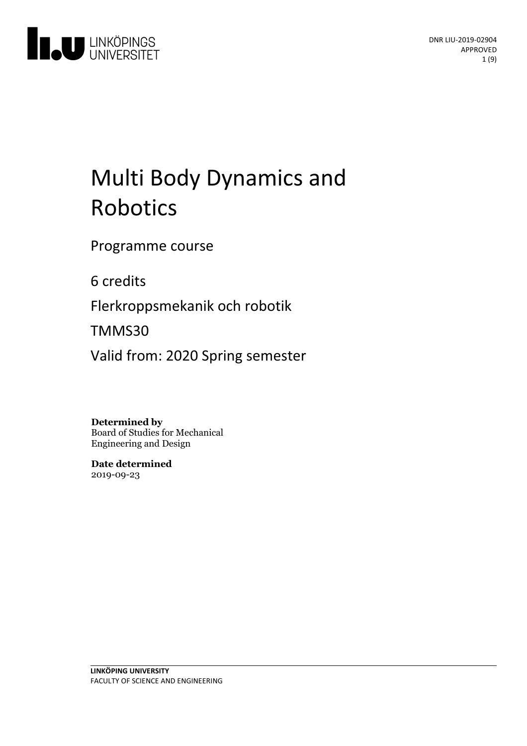DNR LIU-2019-02904
APPROVED

# Multi Body Dynamics and Robotics

Programme course

6 credits

Flerkroppsmekanik och robotik

TMMS30

Valid from: 2020 Spring semester

**Determined by**
Board of Studies for Mechanical Engineering and Design

**Date determined**
2019-09-23

**LINKÖPING UNIVERSITY**
FACULTY OF SCIENCE AND ENGINEERING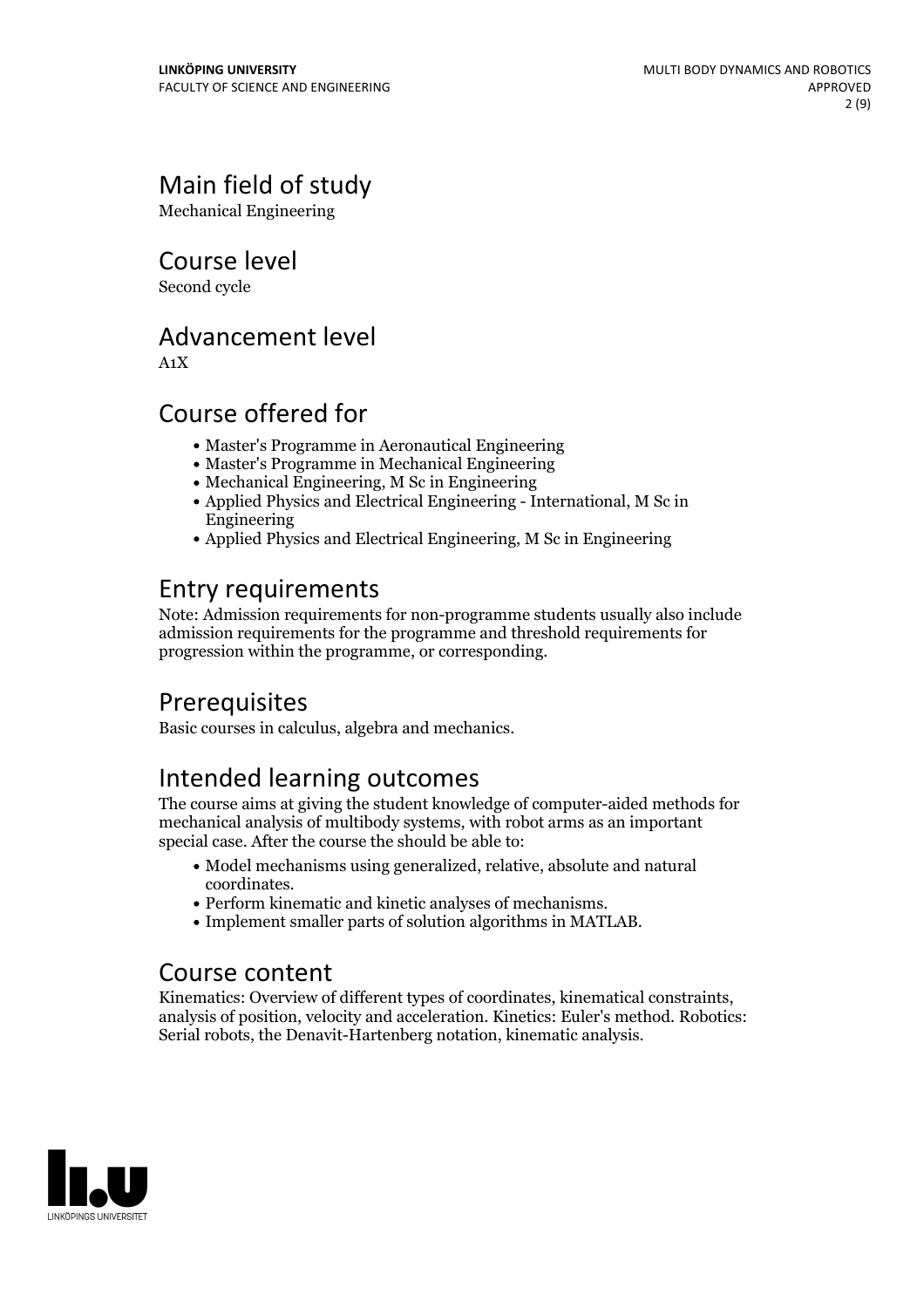# Main field of study

Mechanical Engineering

# Course level

Second cycle

# Advancement level

A1X

# Course offered for

- Master's Programme in Aeronautical Engineering
- Master's Programme in Mechanical Engineering
- Mechanical Engineering, M Sc in Engineering
- Applied Physics and Electrical Engineering - International, M Sc in Engineering
- Applied Physics and Electrical Engineering, M Sc in Engineering

# Entry requirements

Note: Admission requirements for non-programme students usually also include admission requirements for the programme and threshold requirements for progression within the programme, or corresponding.

# Prerequisites

Basic courses in calculus, algebra and mechanics.

# Intended learning outcomes

The course aims at giving the student knowledge of computer-aided methods for mechanical analysis of multibody systems, with robot arms as an important special case. After the course the should be able to:

- Model mechanisms using generalized, relative, absolute and natural coordinates.
- Perform kinematic and kinetic analyses of mechanisms.
- Implement smaller parts of solution algorithms in MATLAB.

# Course content

Kinematics: Overview of different types of coordinates, kinematical constraints, analysis of position, velocity and acceleration. Kinetics: Euler's method. Robotics: Serial robots, the Denavit-Hartenberg notation, kinematic analysis.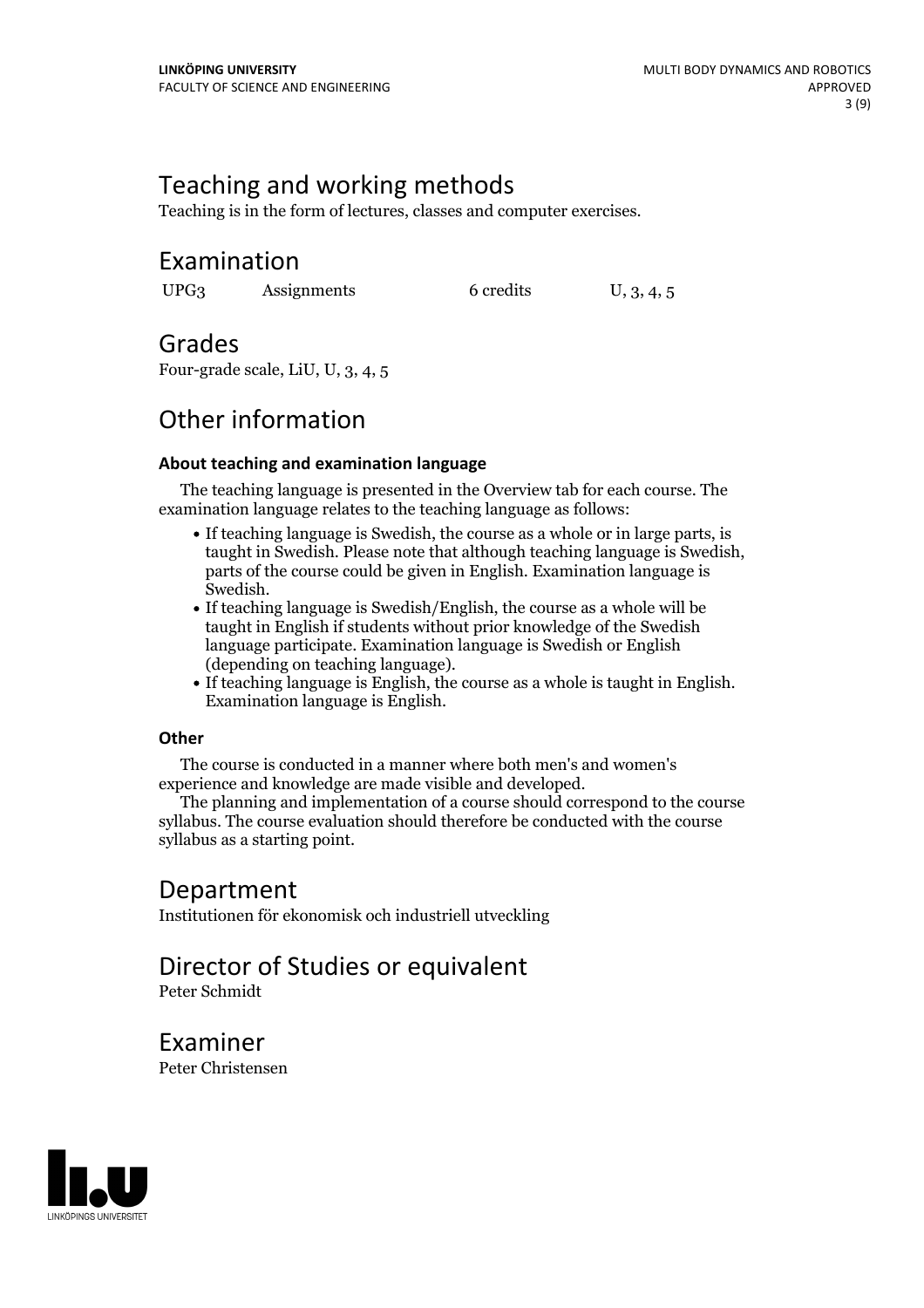## Teaching and working methods

Teaching is in the form of lectures, classes and computer exercises.

## Examination

| UPG3 | Assignments | 6 credits | U, 3, 4, 5 |
|---|---|---|---|

## Grades

Four-grade scale, LiU, U, 3, 4, 5

## Other information

### About teaching and examination language

The teaching language is presented in the Overview tab for each course. The examination language relates to the teaching language as follows:

- If teaching language is Swedish, the course as a whole or in large parts, is taught in Swedish. Please note that although teaching language is Swedish, parts of the course could be given in English. Examination language is Swedish.
- If teaching language is Swedish/English, the course as a whole will be taught in English if students without prior knowledge of the Swedish language participate. Examination language is Swedish or English (depending on teaching language).
- If teaching language is English, the course as a whole is taught in English. Examination language is English.

### Other

The course is conducted in a manner where both men's and women's experience and knowledge are made visible and developed.

The planning and implementation of a course should correspond to the course syllabus. The course evaluation should therefore be conducted with the course syllabus as a starting point.

## Department

Institutionen för ekonomisk och industriell utveckling

## Director of Studies or equivalent

Peter Schmidt

## Examiner

Peter Christensen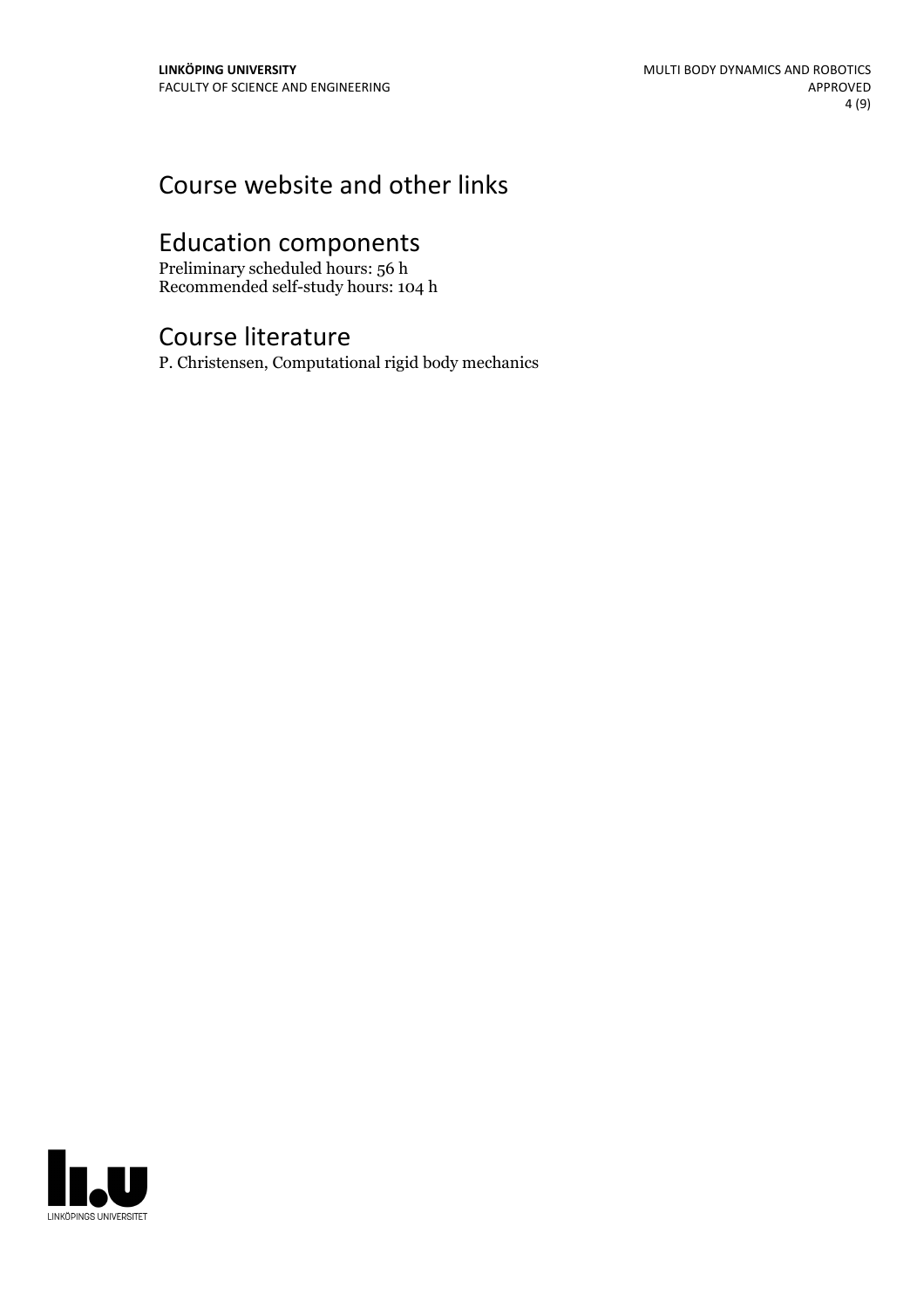# Course website and other links

# Education components

Preliminary scheduled hours: 56 h
Recommended self-study hours: 104 h

# Course literature

P. Christensen, Computational rigid body mechanics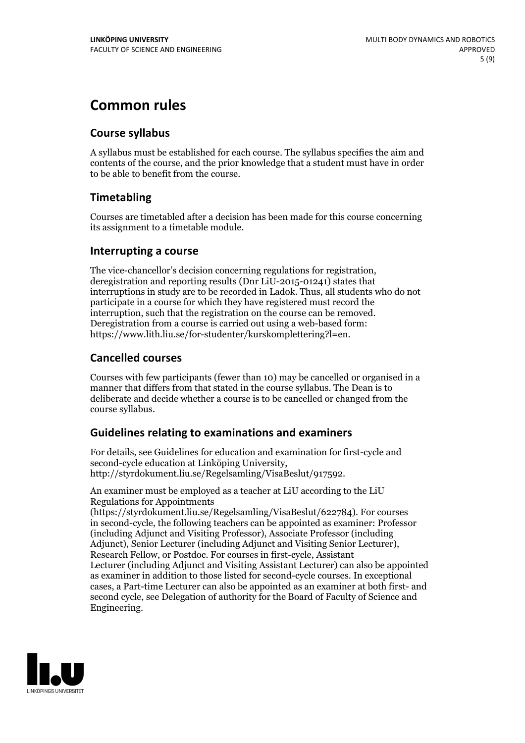# Common rules

## Course syllabus

A syllabus must be established for each course. The syllabus specifies the aim and contents of the course, and the prior knowledge that a student must have in order to be able to benefit from the course.

## Timetabling

Courses are timetabled after a decision has been made for this course concerning its assignment to a timetable module.

## Interrupting a course

The vice-chancellor's decision concerning regulations for registration, deregistration and reporting results (Dnr LiU-2015-01241) states that interruptions in study are to be recorded in Ladok. Thus, all students who do not participate in a course for which they have registered must record the interruption, such that the registration on the course can be removed. Deregistration from a course is carried out using a web-based form: https://www.lith.liu.se/for-studenter/kurskomplettering?l=en.

## Cancelled courses

Courses with few participants (fewer than 10) may be cancelled or organised in a manner that differs from that stated in the course syllabus. The Dean is to deliberate and decide whether a course is to be cancelled or changed from the course syllabus.

## Guidelines relating to examinations and examiners

For details, see Guidelines for education and examination for first-cycle and second-cycle education at Linköping University, http://styrdokument.liu.se/Regelsamling/VisaBeslut/917592.

An examiner must be employed as a teacher at LiU according to the LiU Regulations for Appointments (https://styrdokument.liu.se/Regelsamling/VisaBeslut/622784). For courses in second-cycle, the following teachers can be appointed as examiner: Professor (including Adjunct and Visiting Professor), Associate Professor (including Adjunct), Senior Lecturer (including Adjunct and Visiting Senior Lecturer), Research Fellow, or Postdoc. For courses in first-cycle, Assistant Lecturer (including Adjunct and Visiting Assistant Lecturer) can also be appointed as examiner in addition to those listed for second-cycle courses. In exceptional cases, a Part-time Lecturer can also be appointed as an examiner at both first- and second cycle, see Delegation of authority for the Board of Faculty of Science and Engineering.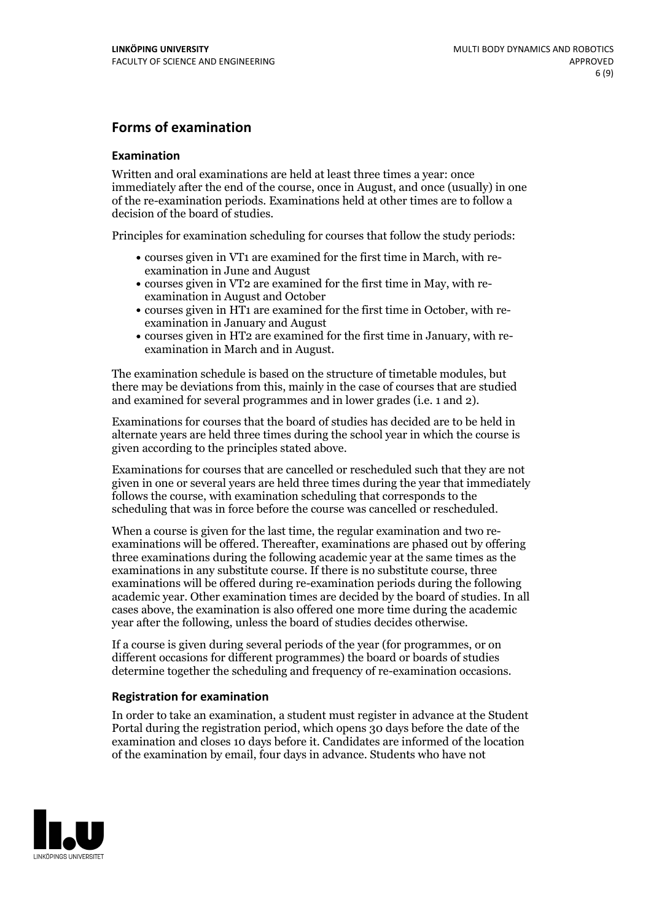## Forms of examination

### Examination

Written and oral examinations are held at least three times a year: once immediately after the end of the course, once in August, and once (usually) in one of the re-examination periods. Examinations held at other times are to follow a decision of the board of studies.

Principles for examination scheduling for courses that follow the study periods:

- courses given in VT1 are examined for the first time in March, with re-examination in June and August
- courses given in VT2 are examined for the first time in May, with re-examination in August and October
- courses given in HT1 are examined for the first time in October, with re-examination in January and August
- courses given in HT2 are examined for the first time in January, with re-examination in March and in August.

The examination schedule is based on the structure of timetable modules, but there may be deviations from this, mainly in the case of courses that are studied and examined for several programmes and in lower grades (i.e. 1 and 2).

Examinations for courses that the board of studies has decided are to be held in alternate years are held three times during the school year in which the course is given according to the principles stated above.

Examinations for courses that are cancelled or rescheduled such that they are not given in one or several years are held three times during the year that immediately follows the course, with examination scheduling that corresponds to the scheduling that was in force before the course was cancelled or rescheduled.

When a course is given for the last time, the regular examination and two re-examinations will be offered. Thereafter, examinations are phased out by offering three examinations during the following academic year at the same times as the examinations in any substitute course. If there is no substitute course, three examinations will be offered during re-examination periods during the following academic year. Other examination times are decided by the board of studies. In all cases above, the examination is also offered one more time during the academic year after the following, unless the board of studies decides otherwise.

If a course is given during several periods of the year (for programmes, or on different occasions for different programmes) the board or boards of studies determine together the scheduling and frequency of re-examination occasions.

### Registration for examination

In order to take an examination, a student must register in advance at the Student Portal during the registration period, which opens 30 days before the date of the examination and closes 10 days before it. Candidates are informed of the location of the examination by email, four days in advance. Students who have not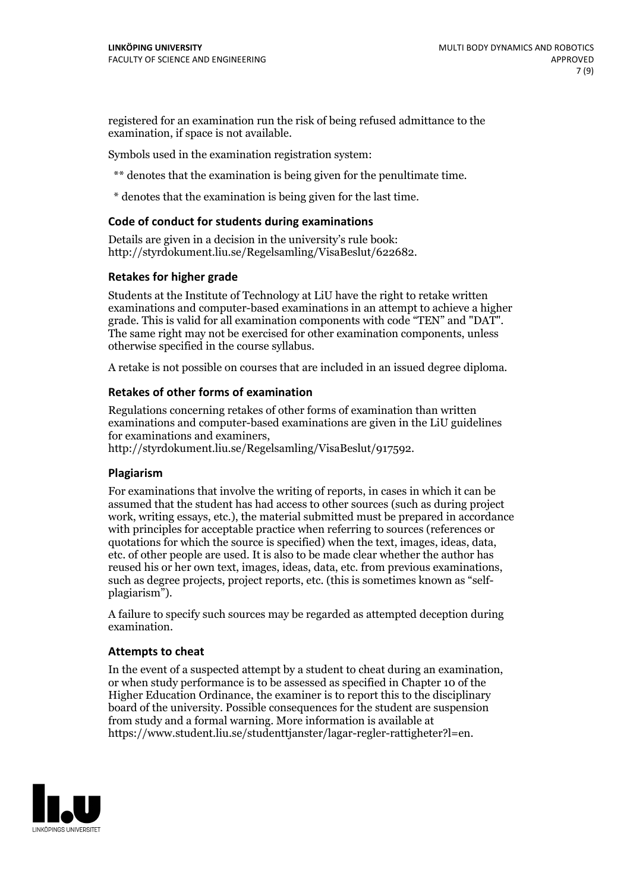registered for an examination run the risk of being refused admittance to the examination, if space is not available.

Symbols used in the examination registration system:

** denotes that the examination is being given for the penultimate time.

* denotes that the examination is being given for the last time.

### Code of conduct for students during examinations

Details are given in a decision in the university's rule book: http://styrdokument.liu.se/Regelsamling/VisaBeslut/622682.

### Retakes for higher grade

Students at the Institute of Technology at LiU have the right to retake written examinations and computer-based examinations in an attempt to achieve a higher grade. This is valid for all examination components with code "TEN" and "DAT". The same right may not be exercised for other examination components, unless otherwise specified in the course syllabus.

A retake is not possible on courses that are included in an issued degree diploma.

### Retakes of other forms of examination

Regulations concerning retakes of other forms of examination than written examinations and computer-based examinations are given in the LiU guidelines for examinations and examiners, http://styrdokument.liu.se/Regelsamling/VisaBeslut/917592.

### Plagiarism

For examinations that involve the writing of reports, in cases in which it can be assumed that the student has had access to other sources (such as during project work, writing essays, etc.), the material submitted must be prepared in accordance with principles for acceptable practice when referring to sources (references or quotations for which the source is specified) when the text, images, ideas, data, etc. of other people are used. It is also to be made clear whether the author has reused his or her own text, images, ideas, data, etc. from previous examinations, such as degree projects, project reports, etc. (this is sometimes known as "self-plagiarism").

A failure to specify such sources may be regarded as attempted deception during examination.

### Attempts to cheat

In the event of a suspected attempt by a student to cheat during an examination, or when study performance is to be assessed as specified in Chapter 10 of the Higher Education Ordinance, the examiner is to report this to the disciplinary board of the university. Possible consequences for the student are suspension from study and a formal warning. More information is available at https://www.student.liu.se/studenttjanster/lagar-regler-rattigheter?l=en.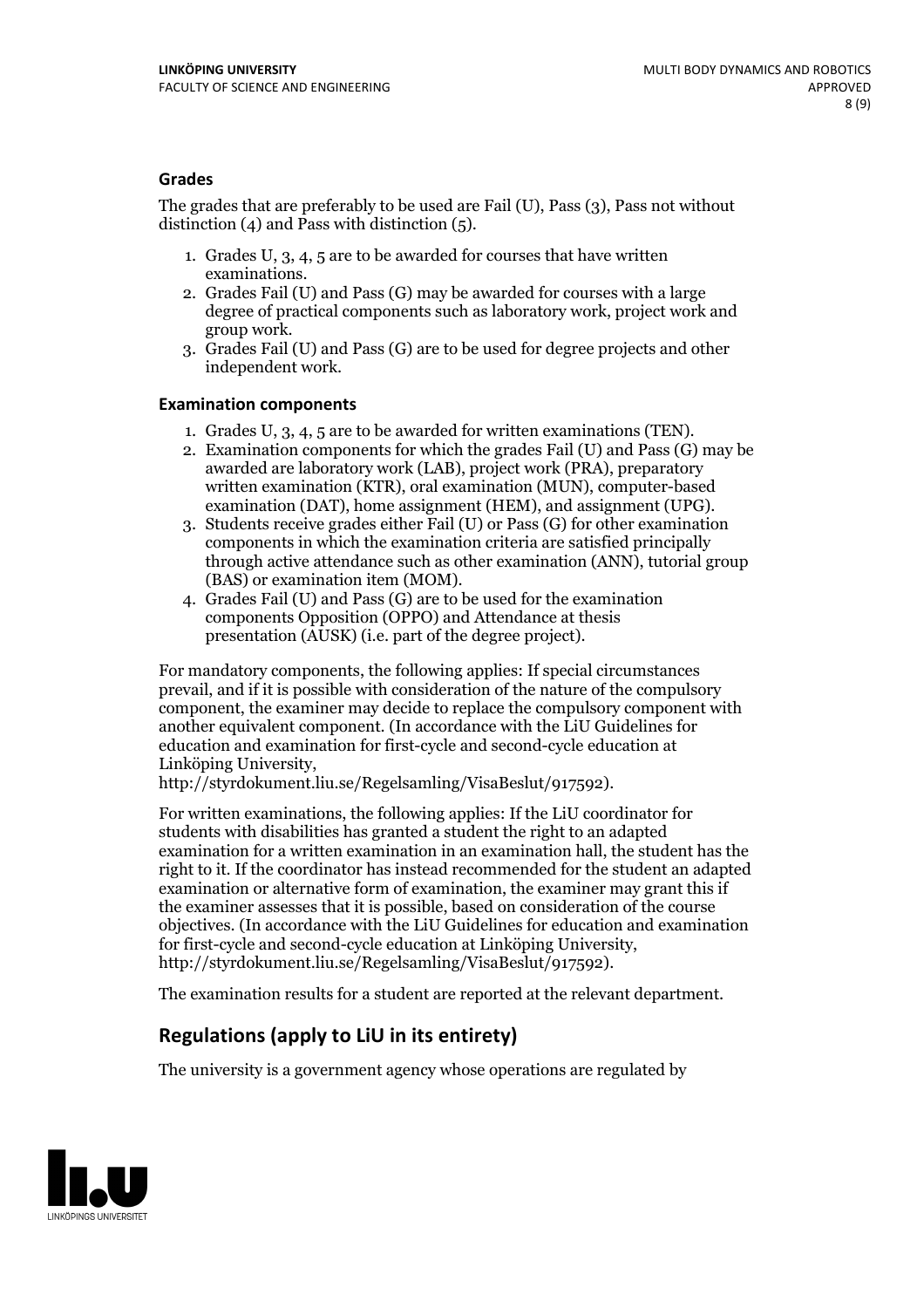### Grades

The grades that are preferably to be used are Fail (U), Pass (3), Pass not without distinction (4) and Pass with distinction (5).

1. Grades U, 3, 4, 5 are to be awarded for courses that have written examinations.
2. Grades Fail (U) and Pass (G) may be awarded for courses with a large degree of practical components such as laboratory work, project work and group work.
3. Grades Fail (U) and Pass (G) are to be used for degree projects and other independent work.

#### Examination components

1. Grades U, 3, 4, 5 are to be awarded for written examinations (TEN).
2. Examination components for which the grades Fail (U) and Pass (G) may be awarded are laboratory work (LAB), project work (PRA), preparatory written examination (KTR), oral examination (MUN), computer-based examination (DAT), home assignment (HEM), and assignment (UPG).
3. Students receive grades either Fail (U) or Pass (G) for other examination components in which the examination criteria are satisfied principally through active attendance such as other examination (ANN), tutorial group (BAS) or examination item (MOM).
4. Grades Fail (U) and Pass (G) are to be used for the examination components Opposition (OPPO) and Attendance at thesis presentation (AUSK) (i.e. part of the degree project).

For mandatory components, the following applies: If special circumstances prevail, and if it is possible with consideration of the nature of the compulsory component, the examiner may decide to replace the compulsory component with another equivalent component. (In accordance with the LiU Guidelines for education and examination for first-cycle and second-cycle education at Linköping University, http://styrdokument.liu.se/Regelsamling/VisaBeslut/917592).

For written examinations, the following applies: If the LiU coordinator for students with disabilities has granted a student the right to an adapted examination for a written examination in an examination hall, the student has the right to it. If the coordinator has instead recommended for the student an adapted examination or alternative form of examination, the examiner may grant this if the examiner assesses that it is possible, based on consideration of the course objectives. (In accordance with the LiU Guidelines for education and examination for first-cycle and second-cycle education at Linköping University, http://styrdokument.liu.se/Regelsamling/VisaBeslut/917592).

The examination results for a student are reported at the relevant department.

## Regulations (apply to LiU in its entirety)

The university is a government agency whose operations are regulated by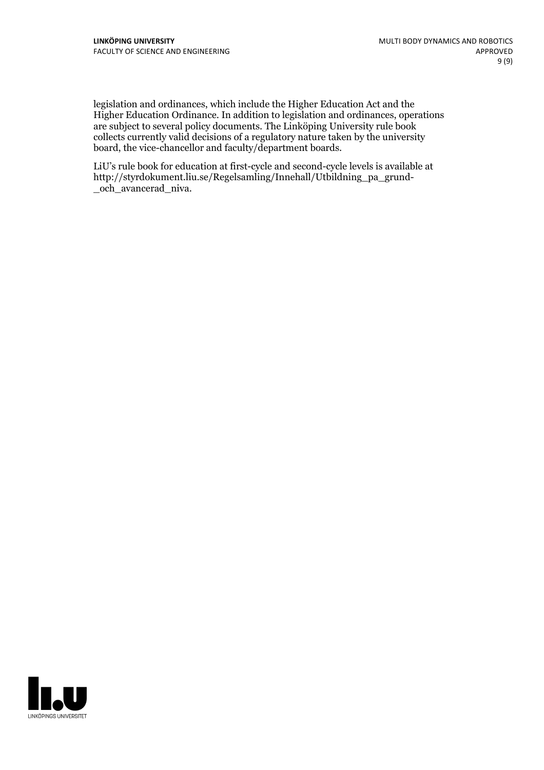legislation and ordinances, which include the Higher Education Act and the Higher Education Ordinance. In addition to legislation and ordinances, operations are subject to several policy documents. The Linköping University rule book collects currently valid decisions of a regulatory nature taken by the university board, the vice-chancellor and faculty/department boards.

LiU's rule book for education at first-cycle and second-cycle levels is available at http://styrdokument.liu.se/Regelsamling/Innehall/Utbildning_pa_grund-_och_avancerad_niva.